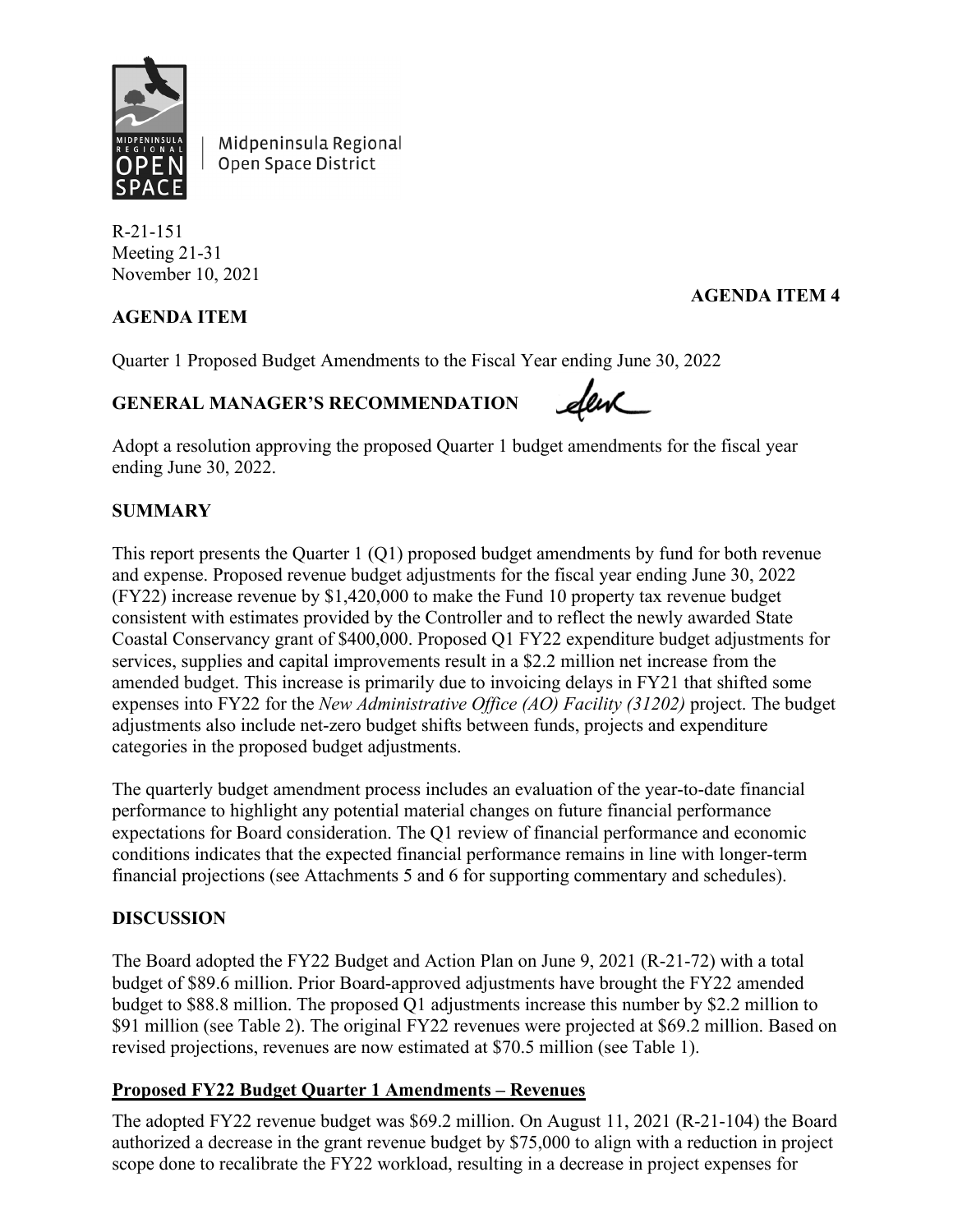Midpeninsula Regional Open Space District

R-21-151
Meeting 21-31
November 10, 2021

**AGENDA ITEM 4**

**AGENDA ITEM**

Quarter 1 Proposed Budget Amendments to the Fiscal Year ending June 30, 2022

**GENERAL MANAGER'S RECOMMENDATION**

Adopt a resolution approving the proposed Quarter 1 budget amendments for the fiscal year ending June 30, 2022.

**SUMMARY**

This report presents the Quarter 1 (Q1) proposed budget amendments by fund for both revenue and expense. Proposed revenue budget adjustments for the fiscal year ending June 30, 2022 (FY22) increase revenue by $1,420,000 to make the Fund 10 property tax revenue budget consistent with estimates provided by the Controller and to reflect the newly awarded State Coastal Conservancy grant of $400,000. Proposed Q1 FY22 expenditure budget adjustments for services, supplies and capital improvements result in a $2.2 million net increase from the amended budget. This increase is primarily due to invoicing delays in FY21 that shifted some expenses into FY22 for the *New Administrative Office (AO) Facility (31202)* project. The budget adjustments also include net-zero budget shifts between funds, projects and expenditure categories in the proposed budget adjustments.

The quarterly budget amendment process includes an evaluation of the year-to-date financial performance to highlight any potential material changes on future financial performance expectations for Board consideration. The Q1 review of financial performance and economic conditions indicates that the expected financial performance remains in line with longer-term financial projections (see Attachments 5 and 6 for supporting commentary and schedules).

**DISCUSSION**

The Board adopted the FY22 Budget and Action Plan on June 9, 2021 (R-21-72) with a total budget of $89.6 million. Prior Board-approved adjustments have brought the FY22 amended budget to $88.8 million. The proposed Q1 adjustments increase this number by $2.2 million to $91 million (see Table 2). The original FY22 revenues were projected at $69.2 million. Based on revised projections, revenues are now estimated at $70.5 million (see Table 1).

**Proposed FY22 Budget Quarter 1 Amendments – Revenues**

The adopted FY22 revenue budget was $69.2 million. On August 11, 2021 (R-21-104) the Board authorized a decrease in the grant revenue budget by $75,000 to align with a reduction in project scope done to recalibrate the FY22 workload, resulting in a decrease in project expenses for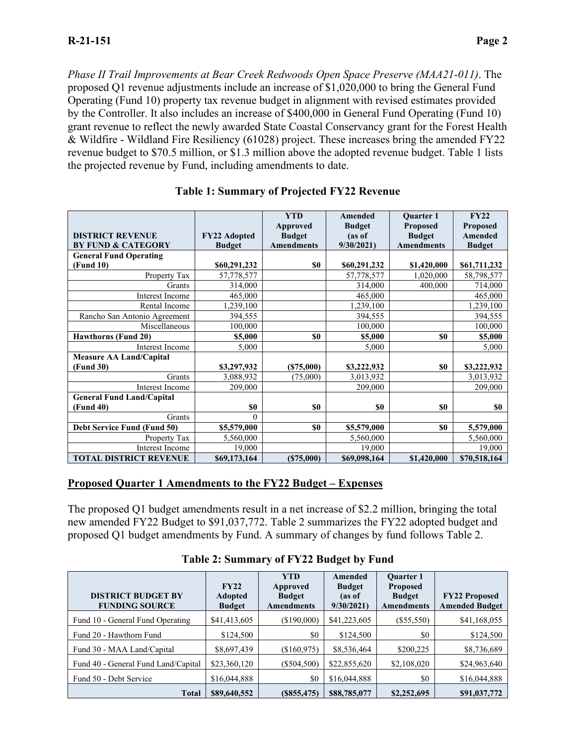*Phase II Trail Improvements at Bear Creek Redwoods Open Space Preserve (MAA21-011)*. The proposed Q1 revenue adjustments include an increase of $1,020,000 to bring the General Fund Operating (Fund 10) property tax revenue budget in alignment with revised estimates provided by the Controller. It also includes an increase of $400,000 in General Fund Operating (Fund 10) grant revenue to reflect the newly awarded State Coastal Conservancy grant for the Forest Health & Wildfire - Wildland Fire Resiliency (61028) project. These increases bring the amended FY22 revenue budget to $70.5 million, or $1.3 million above the adopted revenue budget. Table 1 lists the projected revenue by Fund, including amendments to date.

**Table 1: Summary of Projected FY22 Revenue**

| DISTRICT REVENUE BY FUND & CATEGORY | FY22 Adopted Budget | YTD Approved Budget Amendments | Amended Budget (as of 9/30/2021) | Quarter 1 Proposed Budget Amendments | FY22 Proposed Amended Budget |
|---|---|---|---|---|---|
| **General Fund Operating (Fund 10)** | **$60,291,232** | **$0** | **$60,291,232** | **$1,420,000** | **$61,711,232** |
| Property Tax | 57,778,577 | | 57,778,577 | 1,020,000 | 58,798,577 |
| Grants | 314,000 | | 314,000 | 400,000 | 714,000 |
| Interest Income | 465,000 | | 465,000 | | 465,000 |
| Rental Income | 1,239,100 | | 1,239,100 | | 1,239,100 |
| Rancho San Antonio Agreement | 394,555 | | 394,555 | | 394,555 |
| Miscellaneous | 100,000 | | 100,000 | | 100,000 |
| **Hawthorns (Fund 20)** | **$5,000** | **$0** | **$5,000** | **$0** | **$5,000** |
| Interest Income | 5,000 | | 5,000 | | 5,000 |
| **Measure AA Land/Capital (Fund 30)** | **$3,297,932** | **($75,000)** | **$3,222,932** | **$0** | **$3,222,932** |
| Grants | 3,088,932 | (75,000) | 3,013,932 | | 3,013,932 |
| Interest Income | 209,000 | | 209,000 | | 209,000 |
| **General Fund Land/Capital (Fund 40)** | **$0** | **$0** | **$0** | **$0** | **$0** |
| Grants | 0 | | | | |
| **Debt Service Fund (Fund 50)** | **$5,579,000** | **$0** | **$5,579,000** | **$0** | **5,579,000** |
| Property Tax | 5,560,000 | | 5,560,000 | | 5,560,000 |
| Interest Income | 19,000 | | 19,000 | | 19,000 |
| **TOTAL DISTRICT REVENUE** | **$69,173,164** | **($75,000)** | **$69,098,164** | **$1,420,000** | **$70,518,164** |

## Proposed Quarter 1 Amendments to the FY22 Budget – Expenses

The proposed Q1 budget amendments result in a net increase of $2.2 million, bringing the total new amended FY22 Budget to $91,037,772. Table 2 summarizes the FY22 adopted budget and proposed Q1 budget amendments by Fund. A summary of changes by fund follows Table 2.

**Table 2: Summary of FY22 Budget by Fund**

| DISTRICT BUDGET BY FUNDING SOURCE | FY22 Adopted Budget | YTD Approved Budget Amendments | Amended Budget (as of 9/30/2021) | Quarter 1 Proposed Budget Amendments | FY22 Proposed Amended Budget |
|---|---|---|---|---|---|
| Fund 10 - General Fund Operating | $41,413,605 | ($190,000) | $41,223,605 | ($55,550) | $41,168,055 |
| Fund 20 - Hawthorn Fund | $124,500 | $0 | $124,500 | $0 | $124,500 |
| Fund 30 - MAA Land/Capital | $8,697,439 | ($160,975) | $8,536,464 | $200,225 | $8,736,689 |
| Fund 40 - General Fund Land/Capital | $23,360,120 | ($504,500) | $22,855,620 | $2,108,020 | $24,963,640 |
| Fund 50 - Debt Service | $16,044,888 | $0 | $16,044,888 | $0 | $16,044,888 |
| **Total** | **$89,640,552** | **($855,475)** | **$88,785,077** | **$2,252,695** | **$91,037,772** |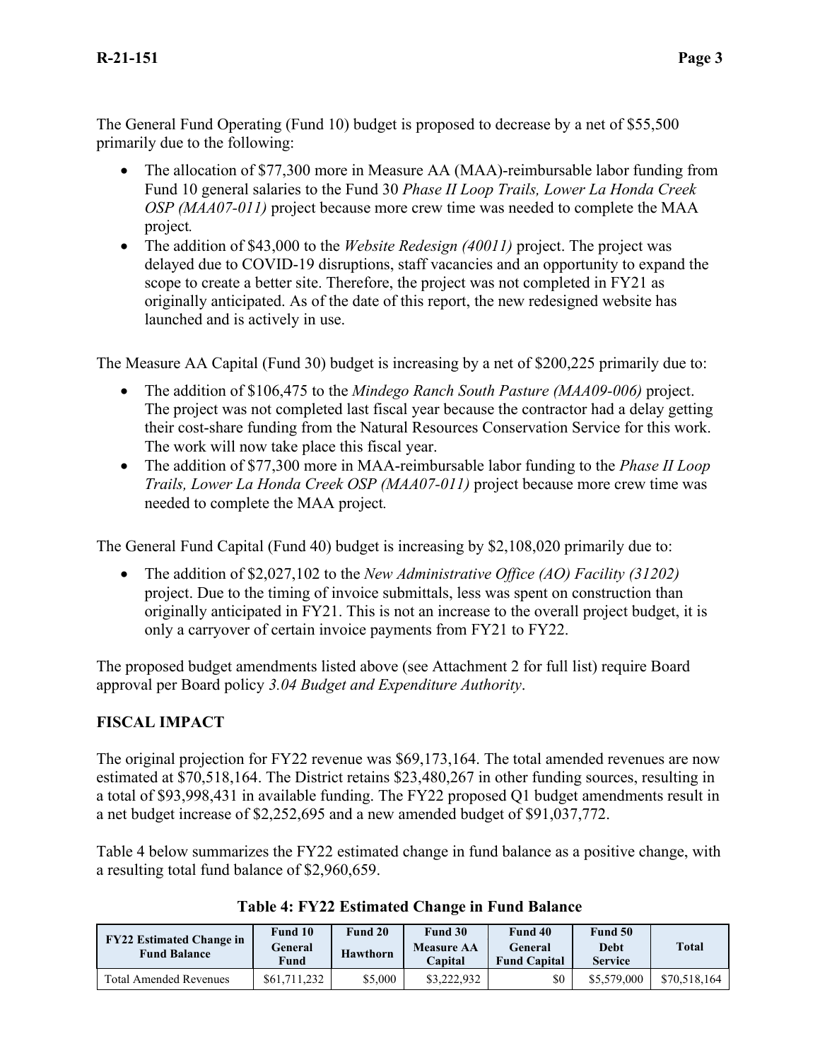The General Fund Operating (Fund 10) budget is proposed to decrease by a net of $55,500 primarily due to the following:

- The allocation of $77,300 more in Measure AA (MAA)-reimbursable labor funding from Fund 10 general salaries to the Fund 30 *Phase II Loop Trails, Lower La Honda Creek OSP (MAA07-011)* project because more crew time was needed to complete the MAA project.
- The addition of $43,000 to the *Website Redesign (40011)* project. The project was delayed due to COVID-19 disruptions, staff vacancies and an opportunity to expand the scope to create a better site. Therefore, the project was not completed in FY21 as originally anticipated. As of the date of this report, the new redesigned website has launched and is actively in use.

The Measure AA Capital (Fund 30) budget is increasing by a net of $200,225 primarily due to:

- The addition of $106,475 to the *Mindego Ranch South Pasture (MAA09-006)* project. The project was not completed last fiscal year because the contractor had a delay getting their cost-share funding from the Natural Resources Conservation Service for this work. The work will now take place this fiscal year.
- The addition of $77,300 more in MAA-reimbursable labor funding to the *Phase II Loop Trails, Lower La Honda Creek OSP (MAA07-011)* project because more crew time was needed to complete the MAA project.

The General Fund Capital (Fund 40) budget is increasing by $2,108,020 primarily due to:

- The addition of $2,027,102 to the *New Administrative Office (AO) Facility (31202)* project. Due to the timing of invoice submittals, less was spent on construction than originally anticipated in FY21. This is not an increase to the overall project budget, it is only a carryover of certain invoice payments from FY21 to FY22.

The proposed budget amendments listed above (see Attachment 2 for full list) require Board approval per Board policy *3.04 Budget and Expenditure Authority*.

## FISCAL IMPACT

The original projection for FY22 revenue was $69,173,164. The total amended revenues are now estimated at $70,518,164. The District retains $23,480,267 in other funding sources, resulting in a total of $93,998,431 in available funding. The FY22 proposed Q1 budget amendments result in a net budget increase of $2,252,695 and a new amended budget of $91,037,772.

Table 4 below summarizes the FY22 estimated change in fund balance as a positive change, with a resulting total fund balance of $2,960,659.

**Table 4: FY22 Estimated Change in Fund Balance**

| FY22 Estimated Change in Fund Balance | Fund 10 General Fund | Fund 20 Hawthorn | Fund 30 Measure AA Capital | Fund 40 General Fund Capital | Fund 50 Debt Service | Total |
|---|---|---|---|---|---|---|
| Total Amended Revenues | $61,711,232 | $5,000 | $3,222,932 | $0 | $5,579,000 | $70,518,164 |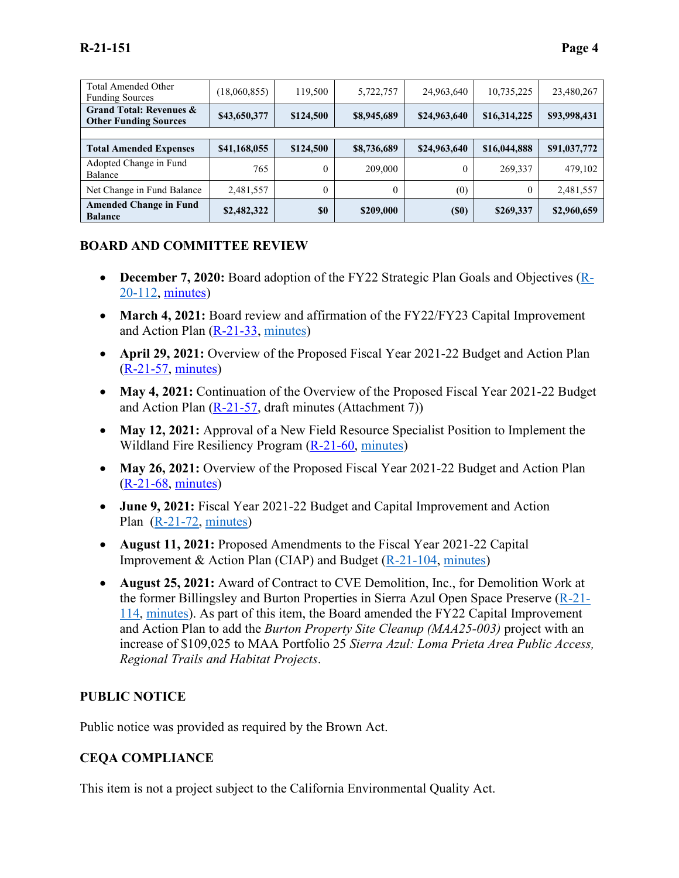| | | | | | | |
|---|---|---|---|---|---|---|
| Total Amended Other Funding Sources | (18,060,855) | 119,500 | 5,722,757 | 24,963,640 | 10,735,225 | 23,480,267 |
| **Grand Total: Revenues & Other Funding Sources** | **$43,650,377** | **$124,500** | **$8,945,689** | **$24,963,640** | **$16,314,225** | **$93,998,431** |
| | | | | | | |
| **Total Amended Expenses** | **$41,168,055** | **$124,500** | **$8,736,689** | **$24,963,640** | **$16,044,888** | **$91,037,772** |
| Adopted Change in Fund Balance | 765 | 0 | 209,000 | 0 | 269,337 | 479,102 |
| Net Change in Fund Balance | 2,481,557 | 0 | 0 | (0) | 0 | 2,481,557 |
| **Amended Change in Fund Balance** | **$2,482,322** | **$0** | **$209,000** | **($0)** | **$269,337** | **$2,960,659** |

## BOARD AND COMMITTEE REVIEW

- **December 7, 2020:** Board adoption of the FY22 Strategic Plan Goals and Objectives (R-20-112, minutes)
- **March 4, 2021:** Board review and affirmation of the FY22/FY23 Capital Improvement and Action Plan (R-21-33, minutes)
- **April 29, 2021:** Overview of the Proposed Fiscal Year 2021-22 Budget and Action Plan (R-21-57, minutes)
- **May 4, 2021:** Continuation of the Overview of the Proposed Fiscal Year 2021-22 Budget and Action Plan (R-21-57, draft minutes (Attachment 7))
- **May 12, 2021:** Approval of a New Field Resource Specialist Position to Implement the Wildland Fire Resiliency Program (R-21-60, minutes)
- **May 26, 2021:** Overview of the Proposed Fiscal Year 2021-22 Budget and Action Plan (R-21-68, minutes)
- **June 9, 2021:** Fiscal Year 2021-22 Budget and Capital Improvement and Action Plan (R-21-72, minutes)
- **August 11, 2021:** Proposed Amendments to the Fiscal Year 2021-22 Capital Improvement & Action Plan (CIAP) and Budget (R-21-104, minutes)
- **August 25, 2021:** Award of Contract to CVE Demolition, Inc., for Demolition Work at the former Billingsley and Burton Properties in Sierra Azul Open Space Preserve (R-21-114, minutes). As part of this item, the Board amended the FY22 Capital Improvement and Action Plan to add the *Burton Property Site Cleanup (MAA25-003)* project with an increase of $109,025 to MAA Portfolio 25 *Sierra Azul: Loma Prieta Area Public Access, Regional Trails and Habitat Projects*.

## PUBLIC NOTICE

Public notice was provided as required by the Brown Act.

## CEQA COMPLIANCE

This item is not a project subject to the California Environmental Quality Act.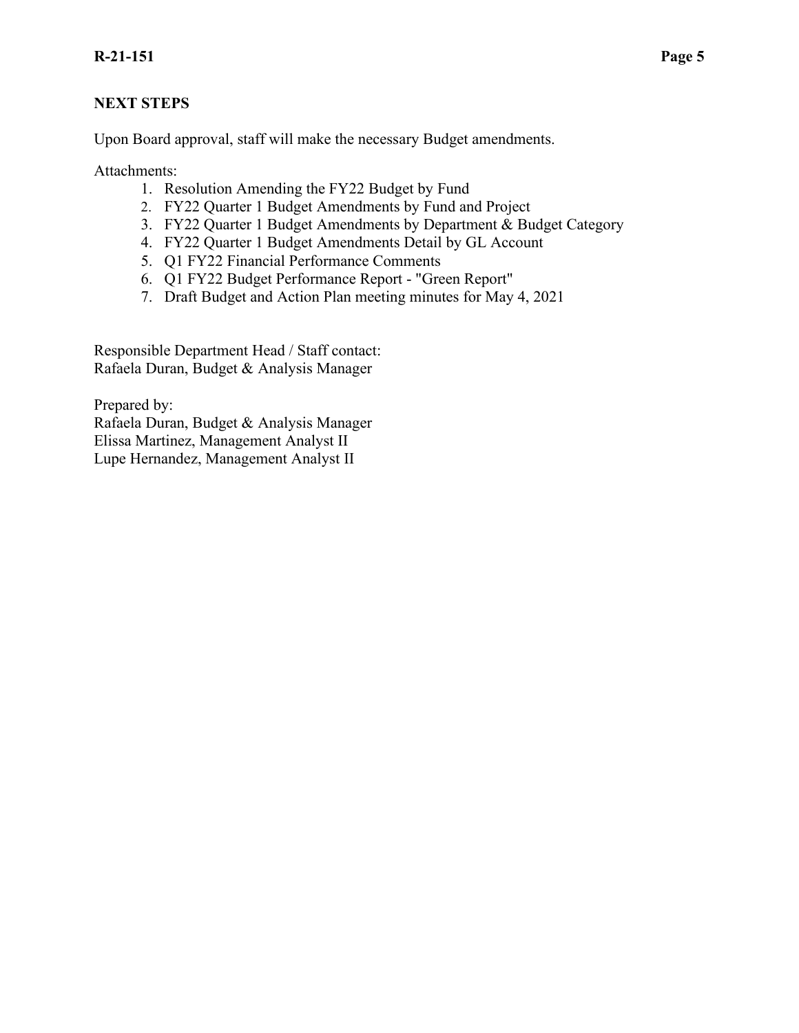## NEXT STEPS

Upon Board approval, staff will make the necessary Budget amendments.

Attachments:

1. Resolution Amending the FY22 Budget by Fund
2. FY22 Quarter 1 Budget Amendments by Fund and Project
3. FY22 Quarter 1 Budget Amendments by Department & Budget Category
4. FY22 Quarter 1 Budget Amendments Detail by GL Account
5. Q1 FY22 Financial Performance Comments
6. Q1 FY22 Budget Performance Report - "Green Report"
7. Draft Budget and Action Plan meeting minutes for May 4, 2021

Responsible Department Head / Staff contact:
Rafaela Duran, Budget & Analysis Manager

Prepared by:
Rafaela Duran, Budget & Analysis Manager
Elissa Martinez, Management Analyst II
Lupe Hernandez, Management Analyst II